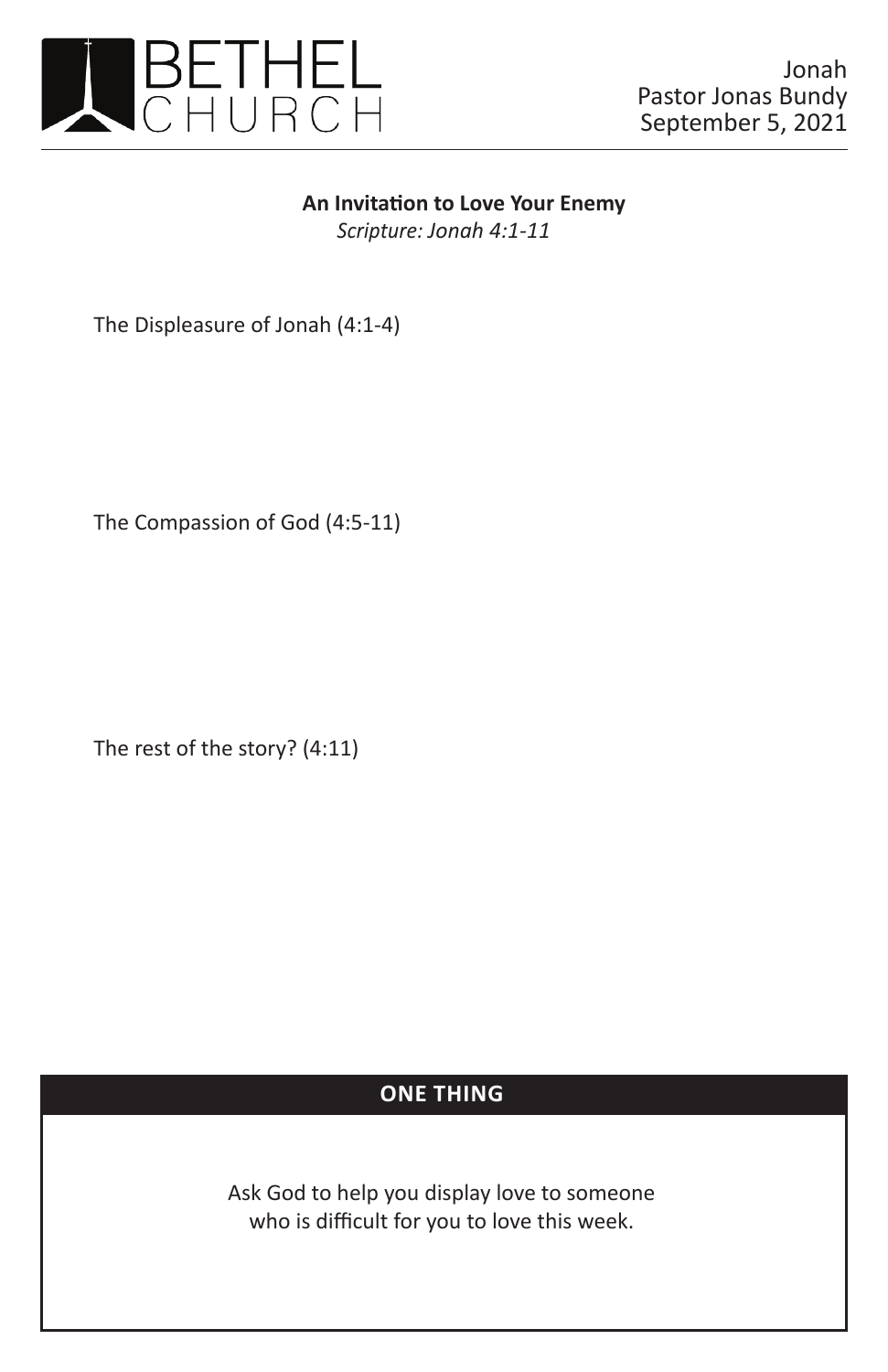BETHEL CHURCH

Jonah
Pastor Jonas Bundy
September 5, 2021

## An Invitation to Love Your Enemy

*Scripture: Jonah 4:1-11*

The Displeasure of Jonah (4:1-4)

The Compassion of God (4:5-11)

The rest of the story? (4:11)

### ONE THING

Ask God to help you display love to someone who is difficult for you to love this week.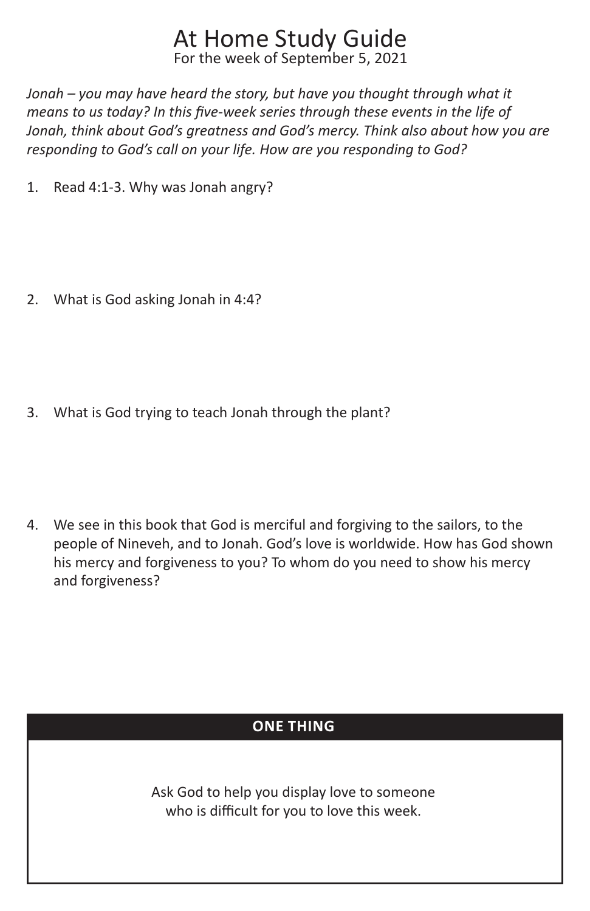# At Home Study Guide

For the week of September 5, 2021

*Jonah – you may have heard the story, but have you thought through what it means to us today? In this five-week series through these events in the life of Jonah, think about God's greatness and God's mercy. Think also about how you are responding to God's call on your life. How are you responding to God?*

1. Read 4:1-3. Why was Jonah angry?

2. What is God asking Jonah in 4:4?

3. What is God trying to teach Jonah through the plant?

4. We see in this book that God is merciful and forgiving to the sailors, to the people of Nineveh, and to Jonah. God's love is worldwide. How has God shown his mercy and forgiveness to you? To whom do you need to show his mercy and forgiveness?

**ONE THING**

Ask God to help you display love to someone who is difficult for you to love this week.